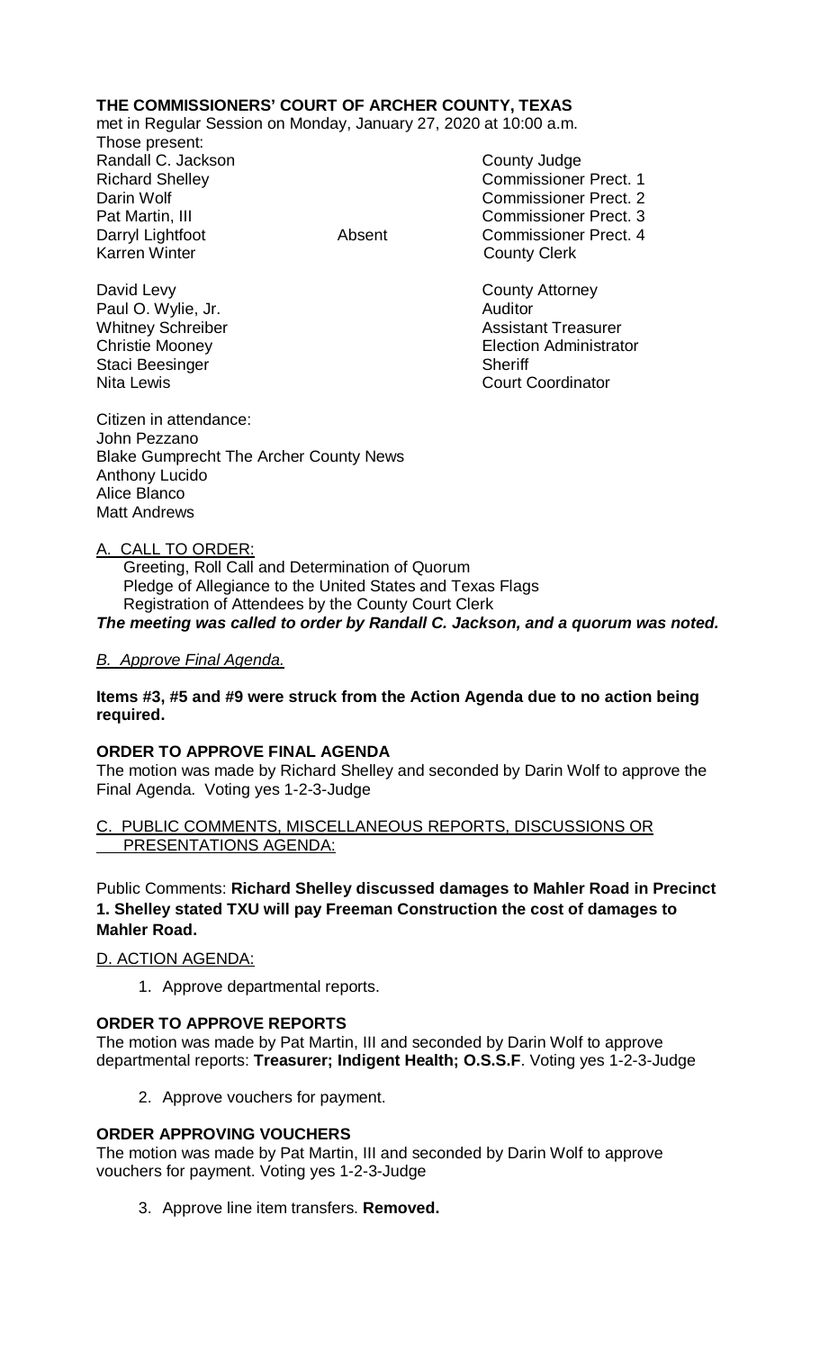**THE COMMISSIONERS' COURT OF ARCHER COUNTY, TEXAS**
met in Regular Session on Monday, January 27, 2020 at 10:00 a.m.

Those present:

| | | |
|---|---|---|
| Randall C. Jackson | | County Judge |
| Richard Shelley | | Commissioner Prect. 1 |
| Darin Wolf | | Commissioner Prect. 2 |
| Pat Martin, III | | Commissioner Prect. 3 |
| Darryl Lightfoot | Absent | Commissioner Prect. 4 |
| Karren Winter | | County Clerk |
| | | |
| David Levy | | County Attorney |
| Paul O. Wylie, Jr. | | Auditor |
| Whitney Schreiber | | Assistant Treasurer |
| Christie Mooney | | Election Administrator |
| Staci Beesinger | | Sheriff |
| Nita Lewis | | Court Coordinator |

Citizen in attendance:
John Pezzano
Blake Gumprecht The Archer County News
Anthony Lucido
Alice Blanco
Matt Andrews

A. CALL TO ORDER:
Greeting, Roll Call and Determination of Quorum
Pledge of Allegiance to the United States and Texas Flags
Registration of Attendees by the County Court Clerk

***The meeting was called to order by Randall C. Jackson, and a quorum was noted.***

*B. Approve Final Agenda.*

**Items #3, #5 and #9 were struck from the Action Agenda due to no action being required.**

**ORDER TO APPROVE FINAL AGENDA**
The motion was made by Richard Shelley and seconded by Darin Wolf to approve the Final Agenda. Voting yes 1-2-3-Judge

C. PUBLIC COMMENTS, MISCELLANEOUS REPORTS, DISCUSSIONS OR PRESENTATIONS AGENDA:

Public Comments: **Richard Shelley discussed damages to Mahler Road in Precinct 1. Shelley stated TXU will pay Freeman Construction the cost of damages to Mahler Road.**

D. ACTION AGENDA:

1. Approve departmental reports.

**ORDER TO APPROVE REPORTS**
The motion was made by Pat Martin, III and seconded by Darin Wolf to approve departmental reports: **Treasurer; Indigent Health; O.S.S.F**. Voting yes 1-2-3-Judge

2. Approve vouchers for payment.

**ORDER APPROVING VOUCHERS**
The motion was made by Pat Martin, III and seconded by Darin Wolf to approve vouchers for payment. Voting yes 1-2-3-Judge

3. Approve line item transfers. **Removed.**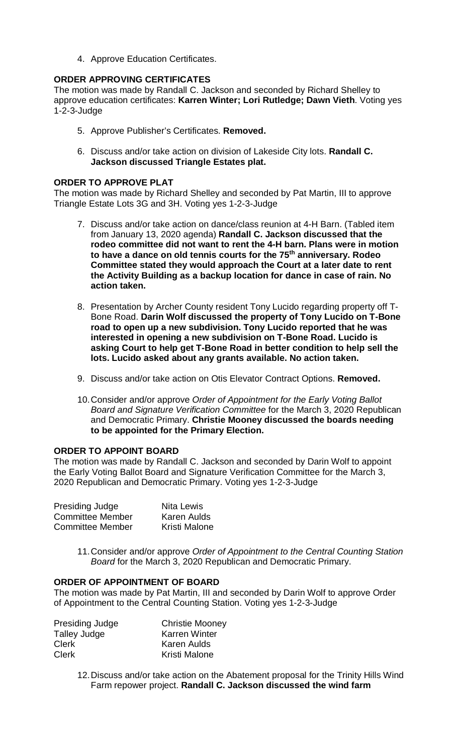4. Approve Education Certificates.

**ORDER APPROVING CERTIFICATES**

The motion was made by Randall C. Jackson and seconded by Richard Shelley to approve education certificates: **Karren Winter; Lori Rutledge; Dawn Vieth**. Voting yes 1-2-3-Judge

5. Approve Publisher's Certificates. **Removed.**

6. Discuss and/or take action on division of Lakeside City lots. **Randall C. Jackson discussed Triangle Estates plat.**

**ORDER TO APPROVE PLAT**

The motion was made by Richard Shelley and seconded by Pat Martin, III to approve Triangle Estate Lots 3G and 3H. Voting yes 1-2-3-Judge

7. Discuss and/or take action on dance/class reunion at 4-H Barn. (Tabled item from January 13, 2020 agenda) **Randall C. Jackson discussed that the rodeo committee did not want to rent the 4-H barn. Plans were in motion to have a dance on old tennis courts for the 75th anniversary. Rodeo Committee stated they would approach the Court at a later date to rent the Activity Building as a backup location for dance in case of rain. No action taken.**

8. Presentation by Archer County resident Tony Lucido regarding property off T-Bone Road. **Darin Wolf discussed the property of Tony Lucido on T-Bone road to open up a new subdivision. Tony Lucido reported that he was interested in opening a new subdivision on T-Bone Road. Lucido is asking Court to help get T-Bone Road in better condition to help sell the lots. Lucido asked about any grants available. No action taken.**

9. Discuss and/or take action on Otis Elevator Contract Options. **Removed.**

10. Consider and/or approve *Order of Appointment for the Early Voting Ballot Board and Signature Verification Committee* for the March 3, 2020 Republican and Democratic Primary. **Christie Mooney discussed the boards needing to be appointed for the Primary Election.**

**ORDER TO APPOINT BOARD**

The motion was made by Randall C. Jackson and seconded by Darin Wolf to appoint the Early Voting Ballot Board and Signature Verification Committee for the March 3, 2020 Republican and Democratic Primary. Voting yes 1-2-3-Judge

| | |
|---|---|
| Presiding Judge | Nita Lewis |
| Committee Member | Karen Aulds |
| Committee Member | Kristi Malone |

11. Consider and/or approve *Order of Appointment to the Central Counting Station Board* for the March 3, 2020 Republican and Democratic Primary.

**ORDER OF APPOINTMENT OF BOARD**

The motion was made by Pat Martin, III and seconded by Darin Wolf to approve Order of Appointment to the Central Counting Station. Voting yes 1-2-3-Judge

| | |
|---|---|
| Presiding Judge | Christie Mooney |
| Talley Judge | Karren Winter |
| Clerk | Karen Aulds |
| Clerk | Kristi Malone |

12. Discuss and/or take action on the Abatement proposal for the Trinity Hills Wind Farm repower project. **Randall C. Jackson discussed the wind farm**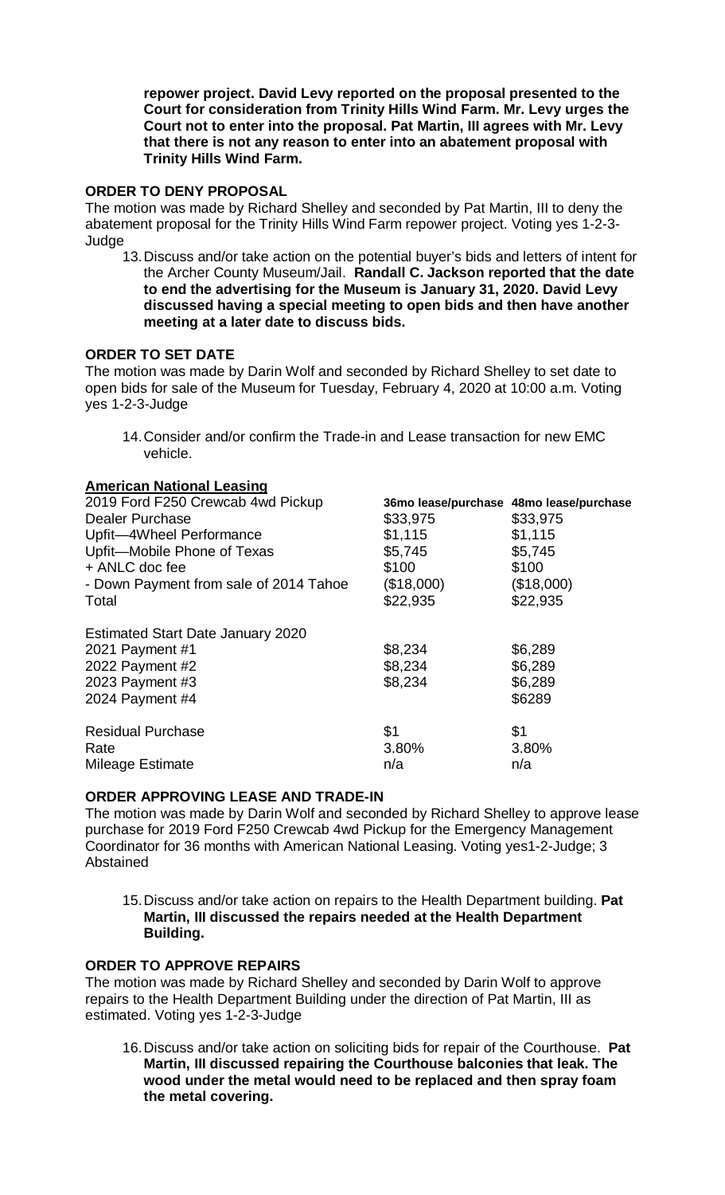**repower project. David Levy reported on the proposal presented to the Court for consideration from Trinity Hills Wind Farm. Mr. Levy urges the Court not to enter into the proposal. Pat Martin, III agrees with Mr. Levy that there is not any reason to enter into an abatement proposal with Trinity Hills Wind Farm.**

**ORDER TO DENY PROPOSAL**

The motion was made by Richard Shelley and seconded by Pat Martin, III to deny the abatement proposal for the Trinity Hills Wind Farm repower project. Voting yes 1-2-3-Judge

13. Discuss and/or take action on the potential buyer's bids and letters of intent for the Archer County Museum/Jail. **Randall C. Jackson reported that the date to end the advertising for the Museum is January 31, 2020. David Levy discussed having a special meeting to open bids and then have another meeting at a later date to discuss bids.**

**ORDER TO SET DATE**

The motion was made by Darin Wolf and seconded by Richard Shelley to set date to open bids for sale of the Museum for Tuesday, February 4, 2020 at 10:00 a.m. Voting yes 1-2-3-Judge

14. Consider and/or confirm the Trade-in and Lease transaction for new EMC vehicle.

**American National Leasing**

| 2019 Ford F250 Crewcab 4wd Pickup | **36mo lease/purchase** | **48mo lease/purchase** |
|---|---|---|
| Dealer Purchase | $33,975 | $33,975 |
| Upfit—4Wheel Performance | $1,115 | $1,115 |
| Upfit—Mobile Phone of Texas | $5,745 | $5,745 |
| + ANLC doc fee | $100 | $100 |
| - Down Payment from sale of 2014 Tahoe | ($18,000) | ($18,000) |
| Total | $22,935 | $22,935 |
| | | |
| Estimated Start Date January 2020 | | |
| 2021 Payment #1 | $8,234 | $6,289 |
| 2022 Payment #2 | $8,234 | $6,289 |
| 2023 Payment #3 | $8,234 | $6,289 |
| 2024 Payment #4 | | $6289 |
| | | |
| Residual Purchase | $1 | $1 |
| Rate | 3.80% | 3.80% |
| Mileage Estimate | n/a | n/a |

**ORDER APPROVING LEASE AND TRADE-IN**

The motion was made by Darin Wolf and seconded by Richard Shelley to approve lease purchase for 2019 Ford F250 Crewcab 4wd Pickup for the Emergency Management Coordinator for 36 months with American National Leasing. Voting yes1-2-Judge; 3 Abstained

15. Discuss and/or take action on repairs to the Health Department building. **Pat Martin, III discussed the repairs needed at the Health Department Building.**

**ORDER TO APPROVE REPAIRS**

The motion was made by Richard Shelley and seconded by Darin Wolf to approve repairs to the Health Department Building under the direction of Pat Martin, III as estimated. Voting yes 1-2-3-Judge

16. Discuss and/or take action on soliciting bids for repair of the Courthouse. **Pat Martin, III discussed repairing the Courthouse balconies that leak. The wood under the metal would need to be replaced and then spray foam the metal covering.**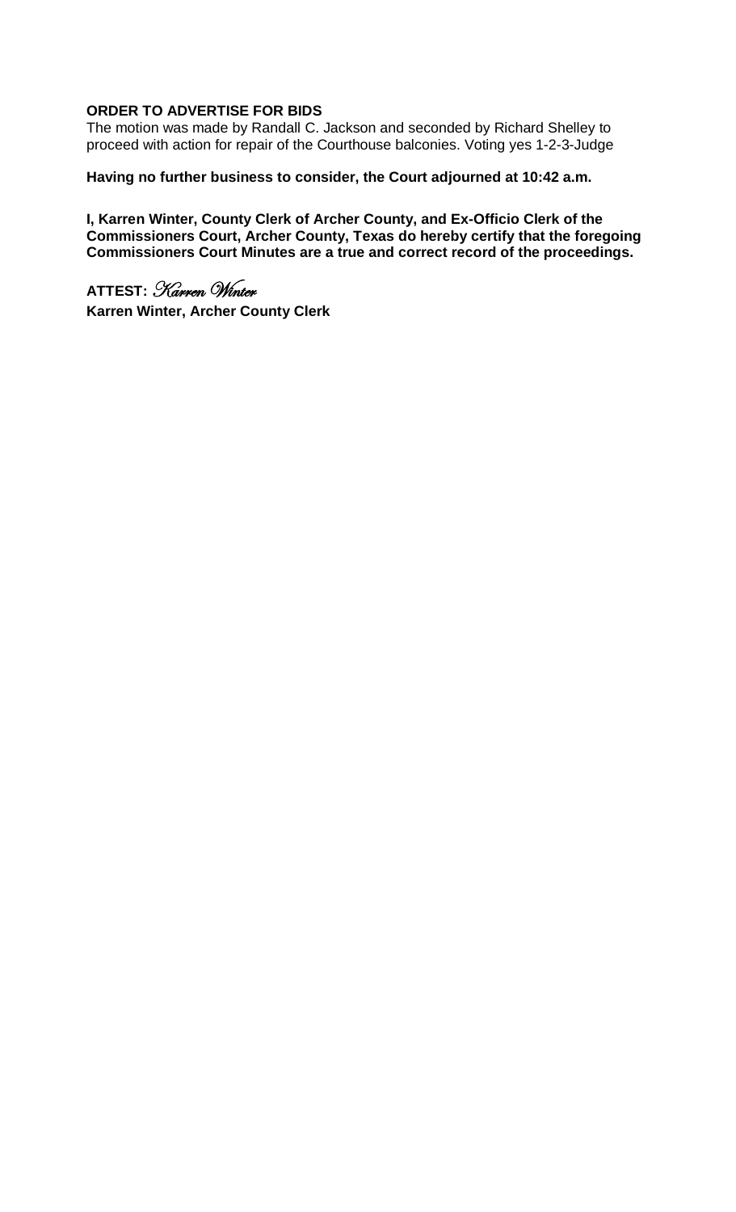**ORDER TO ADVERTISE FOR BIDS**

The motion was made by Randall C. Jackson and seconded by Richard Shelley to proceed with action for repair of the Courthouse balconies. Voting yes 1-2-3-Judge

**Having no further business to consider, the Court adjourned at 10:42 a.m.**

**I, Karren Winter, County Clerk of Archer County, and Ex-Officio Clerk of the Commissioners Court, Archer County, Texas do hereby certify that the foregoing Commissioners Court Minutes are a true and correct record of the proceedings.**

**ATTEST:** *Karren Winter*

**Karren Winter, Archer County Clerk**